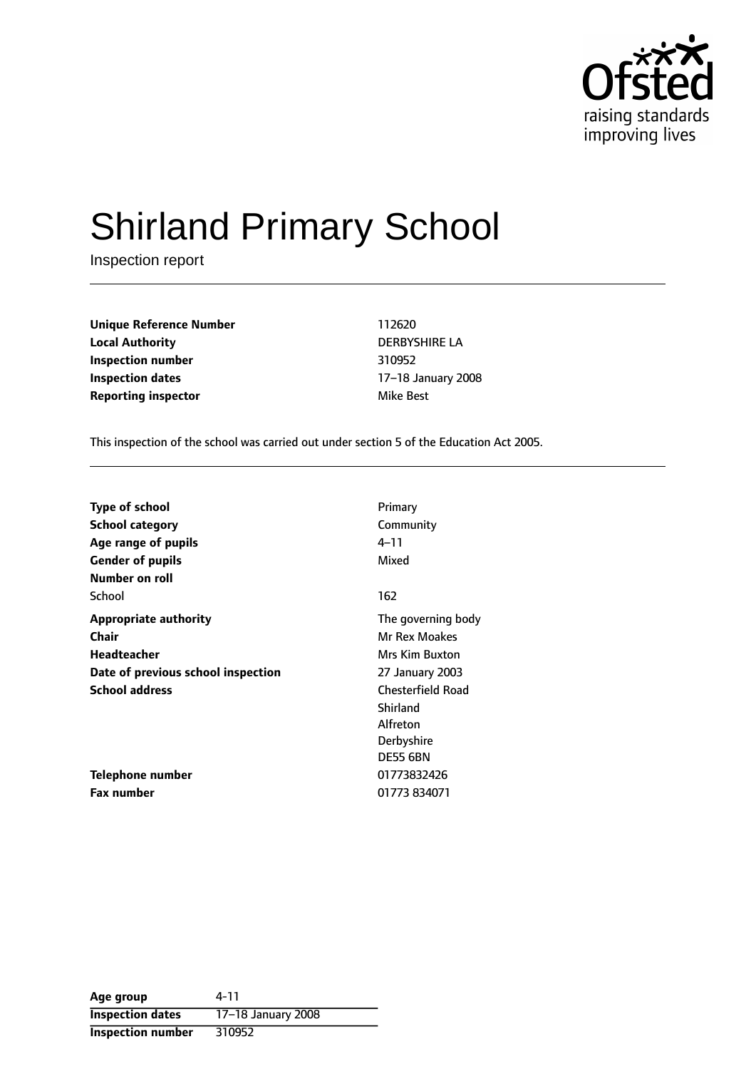# Shirland Primary School

Inspection report

| | |
|---|---|
| **Unique Reference Number** | 112620 |
| **Local Authority** | DERBYSHIRE LA |
| **Inspection number** | 310952 |
| **Inspection dates** | 17–18 January 2008 |
| **Reporting inspector** | Mike Best |

This inspection of the school was carried out under section 5 of the Education Act 2005.

| | |
|---|---|
| **Type of school** | Primary |
| **School category** | Community |
| **Age range of pupils** | 4–11 |
| **Gender of pupils** | Mixed |
| **Number on roll** | |
| School | 162 |
| **Appropriate authority** | The governing body |
| **Chair** | Mr Rex Moakes |
| **Headteacher** | Mrs Kim Buxton |
| **Date of previous school inspection** | 27 January 2003 |
| **School address** | Chesterfield Road<br>Shirland<br>Alfreton<br>Derbyshire<br>DE55 6BN |
| **Telephone number** | 01773832426 |
| **Fax number** | 01773 834071 |

| | |
|---|---|
| **Age group** | 4-11 |
| **Inspection dates** | 17–18 January 2008 |
| **Inspection number** | 310952 |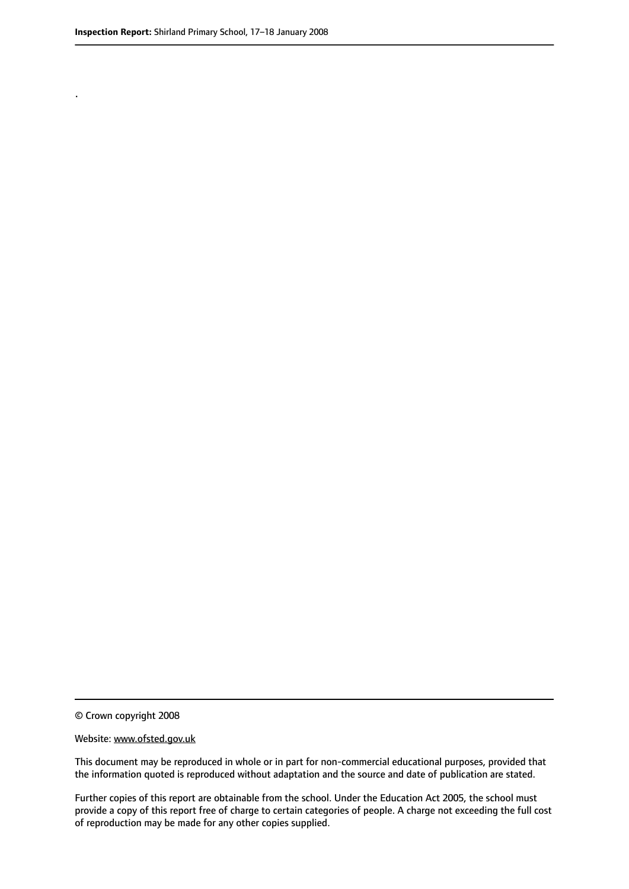.

© Crown copyright 2008

Website: www.ofsted.gov.uk

This document may be reproduced in whole or in part for non-commercial educational purposes, provided that the information quoted is reproduced without adaptation and the source and date of publication are stated.

Further copies of this report are obtainable from the school. Under the Education Act 2005, the school must provide a copy of this report free of charge to certain categories of people. A charge not exceeding the full cost of reproduction may be made for any other copies supplied.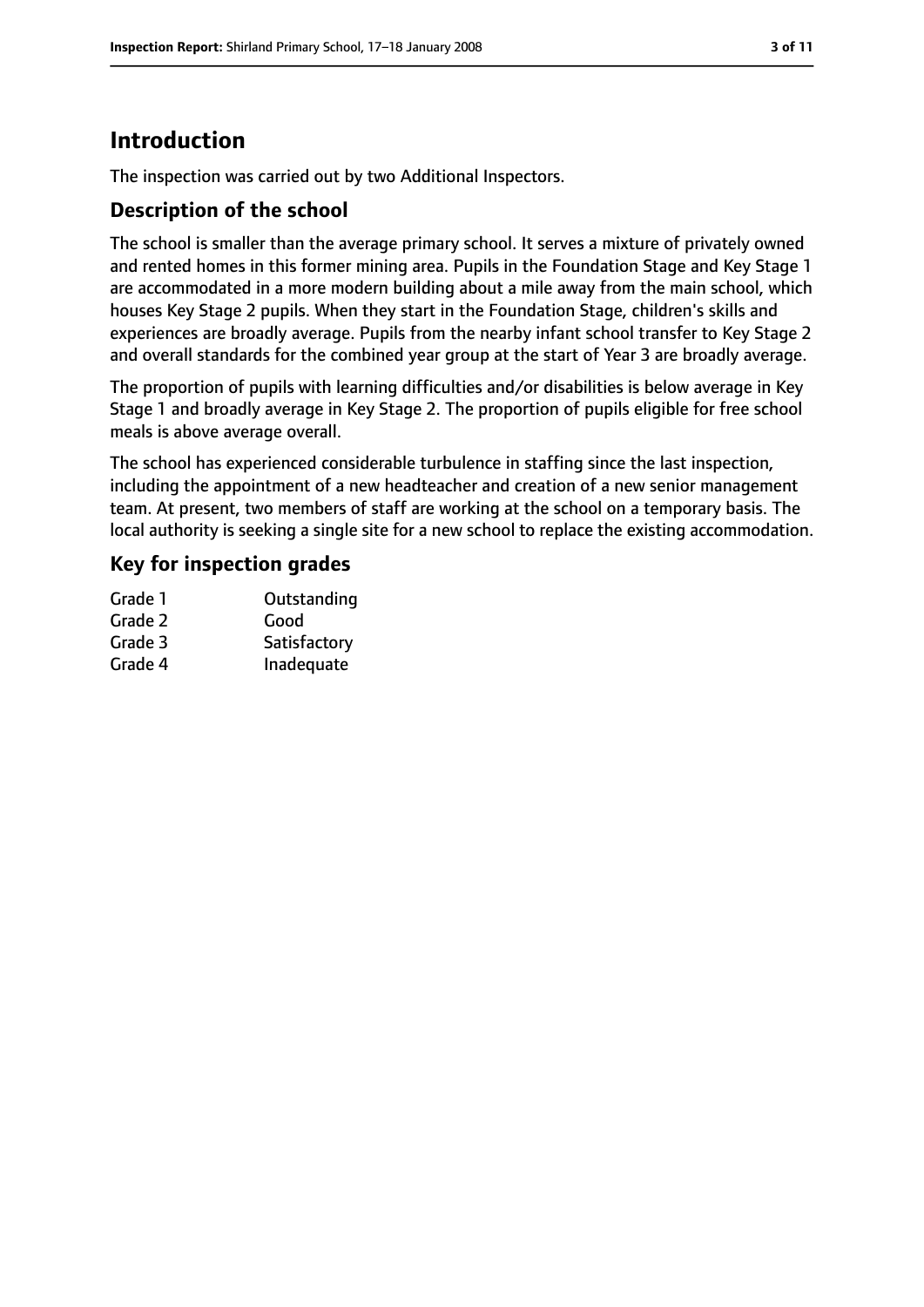# Introduction

The inspection was carried out by two Additional Inspectors.

## Description of the school

The school is smaller than the average primary school. It serves a mixture of privately owned and rented homes in this former mining area. Pupils in the Foundation Stage and Key Stage 1 are accommodated in a more modern building about a mile away from the main school, which houses Key Stage 2 pupils. When they start in the Foundation Stage, children's skills and experiences are broadly average. Pupils from the nearby infant school transfer to Key Stage 2 and overall standards for the combined year group at the start of Year 3 are broadly average.

The proportion of pupils with learning difficulties and/or disabilities is below average in Key Stage 1 and broadly average in Key Stage 2. The proportion of pupils eligible for free school meals is above average overall.

The school has experienced considerable turbulence in staffing since the last inspection, including the appointment of a new headteacher and creation of a new senior management team. At present, two members of staff are working at the school on a temporary basis. The local authority is seeking a single site for a new school to replace the existing accommodation.

## Key for inspection grades

| | |
|---|---|
| Grade 1 | Outstanding |
| Grade 2 | Good |
| Grade 3 | Satisfactory |
| Grade 4 | Inadequate |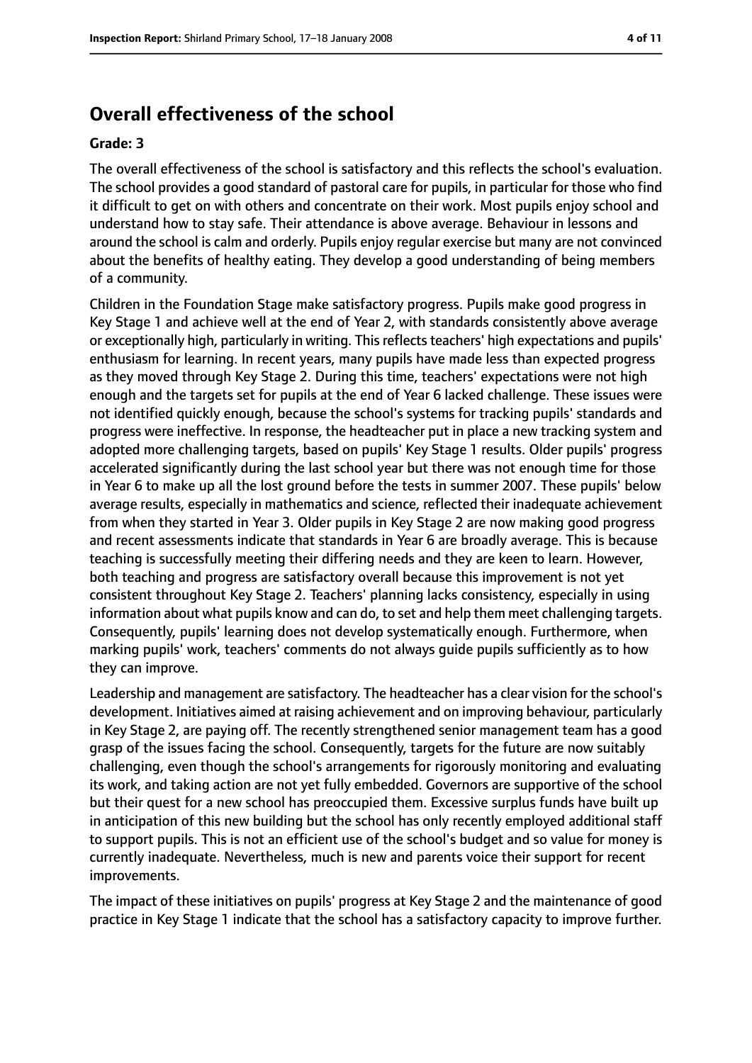## Overall effectiveness of the school

**Grade: 3**

The overall effectiveness of the school is satisfactory and this reflects the school's evaluation. The school provides a good standard of pastoral care for pupils, in particular for those who find it difficult to get on with others and concentrate on their work. Most pupils enjoy school and understand how to stay safe. Their attendance is above average. Behaviour in lessons and around the school is calm and orderly. Pupils enjoy regular exercise but many are not convinced about the benefits of healthy eating. They develop a good understanding of being members of a community.

Children in the Foundation Stage make satisfactory progress. Pupils make good progress in Key Stage 1 and achieve well at the end of Year 2, with standards consistently above average or exceptionally high, particularly in writing. This reflects teachers' high expectations and pupils' enthusiasm for learning. In recent years, many pupils have made less than expected progress as they moved through Key Stage 2. During this time, teachers' expectations were not high enough and the targets set for pupils at the end of Year 6 lacked challenge. These issues were not identified quickly enough, because the school's systems for tracking pupils' standards and progress were ineffective. In response, the headteacher put in place a new tracking system and adopted more challenging targets, based on pupils' Key Stage 1 results. Older pupils' progress accelerated significantly during the last school year but there was not enough time for those in Year 6 to make up all the lost ground before the tests in summer 2007. These pupils' below average results, especially in mathematics and science, reflected their inadequate achievement from when they started in Year 3. Older pupils in Key Stage 2 are now making good progress and recent assessments indicate that standards in Year 6 are broadly average. This is because teaching is successfully meeting their differing needs and they are keen to learn. However, both teaching and progress are satisfactory overall because this improvement is not yet consistent throughout Key Stage 2. Teachers' planning lacks consistency, especially in using information about what pupils know and can do, to set and help them meet challenging targets. Consequently, pupils' learning does not develop systematically enough. Furthermore, when marking pupils' work, teachers' comments do not always guide pupils sufficiently as to how they can improve.

Leadership and management are satisfactory. The headteacher has a clear vision for the school's development. Initiatives aimed at raising achievement and on improving behaviour, particularly in Key Stage 2, are paying off. The recently strengthened senior management team has a good grasp of the issues facing the school. Consequently, targets for the future are now suitably challenging, even though the school's arrangements for rigorously monitoring and evaluating its work, and taking action are not yet fully embedded. Governors are supportive of the school but their quest for a new school has preoccupied them. Excessive surplus funds have built up in anticipation of this new building but the school has only recently employed additional staff to support pupils. This is not an efficient use of the school's budget and so value for money is currently inadequate. Nevertheless, much is new and parents voice their support for recent improvements.

The impact of these initiatives on pupils' progress at Key Stage 2 and the maintenance of good practice in Key Stage 1 indicate that the school has a satisfactory capacity to improve further.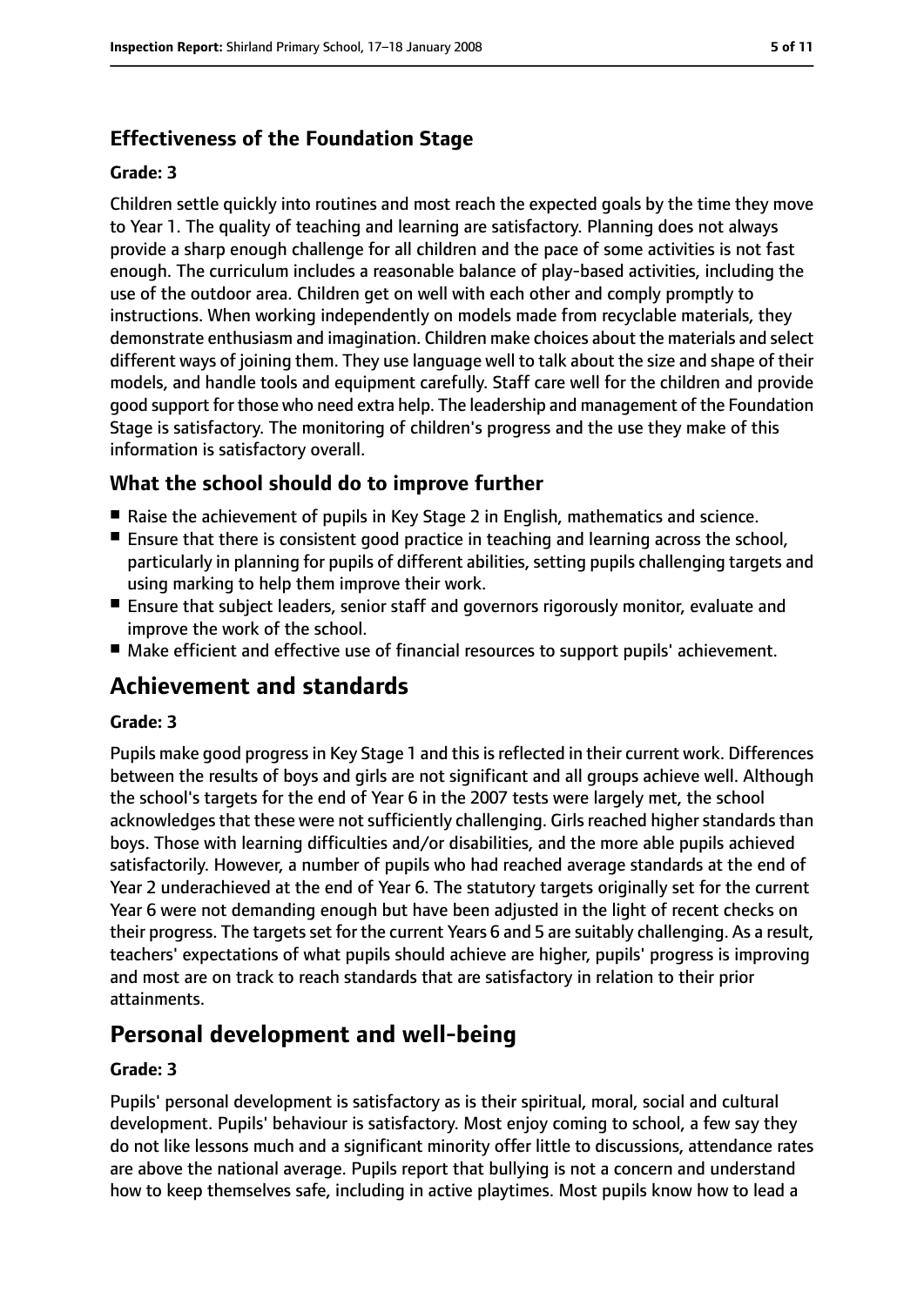### Effectiveness of the Foundation Stage

#### Grade: 3

Children settle quickly into routines and most reach the expected goals by the time they move to Year 1. The quality of teaching and learning are satisfactory. Planning does not always provide a sharp enough challenge for all children and the pace of some activities is not fast enough. The curriculum includes a reasonable balance of play-based activities, including the use of the outdoor area. Children get on well with each other and comply promptly to instructions. When working independently on models made from recyclable materials, they demonstrate enthusiasm and imagination. Children make choices about the materials and select different ways of joining them. They use language well to talk about the size and shape of their models, and handle tools and equipment carefully. Staff care well for the children and provide good support for those who need extra help. The leadership and management of the Foundation Stage is satisfactory. The monitoring of children's progress and the use they make of this information is satisfactory overall.

### What the school should do to improve further

- Raise the achievement of pupils in Key Stage 2 in English, mathematics and science.
- Ensure that there is consistent good practice in teaching and learning across the school, particularly in planning for pupils of different abilities, setting pupils challenging targets and using marking to help them improve their work.
- Ensure that subject leaders, senior staff and governors rigorously monitor, evaluate and improve the work of the school.
- Make efficient and effective use of financial resources to support pupils' achievement.

## Achievement and standards

#### Grade: 3

Pupils make good progress in Key Stage 1 and this is reflected in their current work. Differences between the results of boys and girls are not significant and all groups achieve well. Although the school's targets for the end of Year 6 in the 2007 tests were largely met, the school acknowledges that these were not sufficiently challenging. Girls reached higher standards than boys. Those with learning difficulties and/or disabilities, and the more able pupils achieved satisfactorily. However, a number of pupils who had reached average standards at the end of Year 2 underachieved at the end of Year 6. The statutory targets originally set for the current Year 6 were not demanding enough but have been adjusted in the light of recent checks on their progress. The targets set for the current Years 6 and 5 are suitably challenging. As a result, teachers' expectations of what pupils should achieve are higher, pupils' progress is improving and most are on track to reach standards that are satisfactory in relation to their prior attainments.

## Personal development and well-being

#### Grade: 3

Pupils' personal development is satisfactory as is their spiritual, moral, social and cultural development. Pupils' behaviour is satisfactory. Most enjoy coming to school, a few say they do not like lessons much and a significant minority offer little to discussions, attendance rates are above the national average. Pupils report that bullying is not a concern and understand how to keep themselves safe, including in active playtimes. Most pupils know how to lead a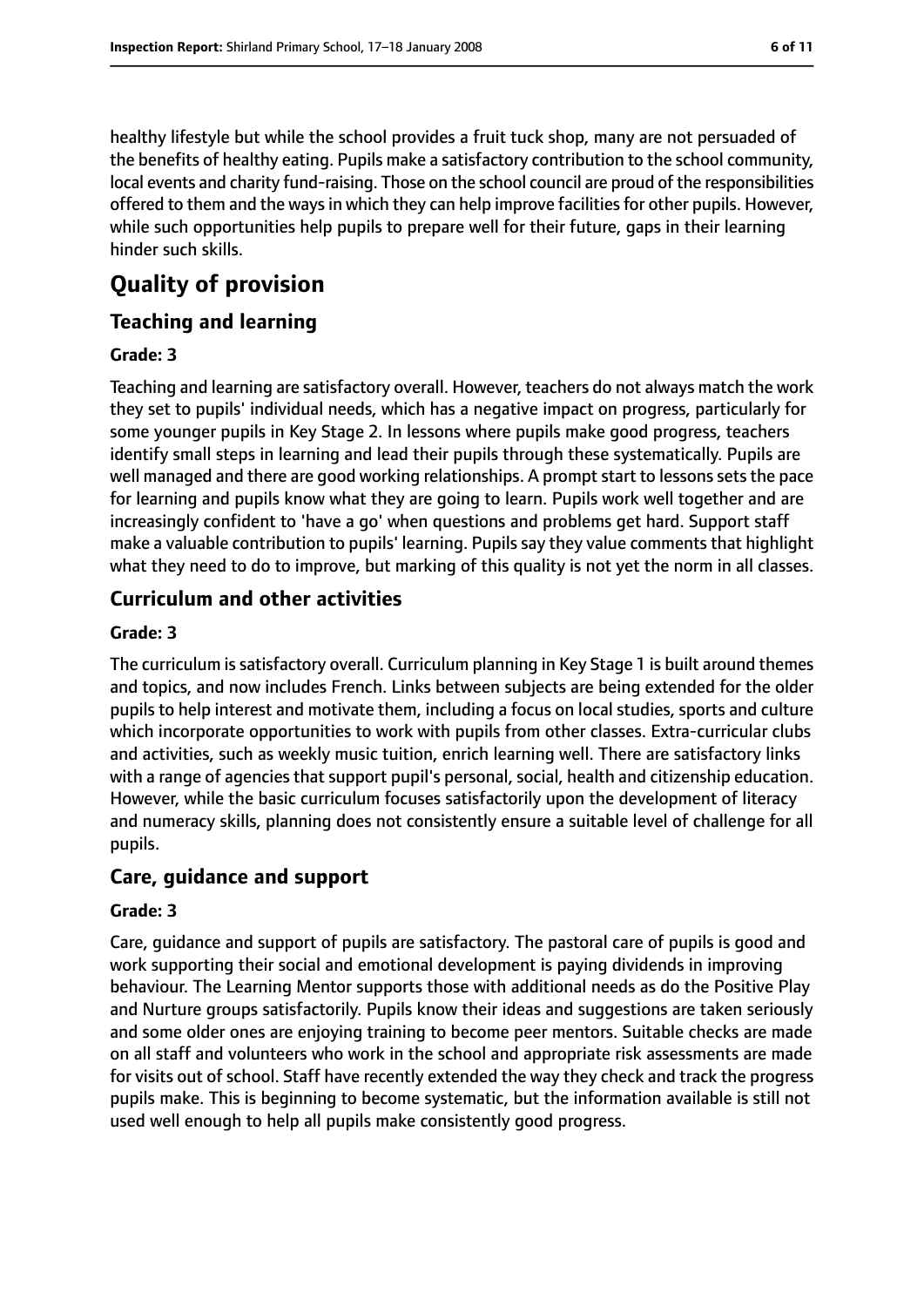healthy lifestyle but while the school provides a fruit tuck shop, many are not persuaded of the benefits of healthy eating. Pupils make a satisfactory contribution to the school community, local events and charity fund-raising. Those on the school council are proud of the responsibilities offered to them and the ways in which they can help improve facilities for other pupils. However, while such opportunities help pupils to prepare well for their future, gaps in their learning hinder such skills.

# Quality of provision

## Teaching and learning

### Grade: 3

Teaching and learning are satisfactory overall. However, teachers do not always match the work they set to pupils' individual needs, which has a negative impact on progress, particularly for some younger pupils in Key Stage 2. In lessons where pupils make good progress, teachers identify small steps in learning and lead their pupils through these systematically. Pupils are well managed and there are good working relationships. A prompt start to lessons sets the pace for learning and pupils know what they are going to learn. Pupils work well together and are increasingly confident to 'have a go' when questions and problems get hard. Support staff make a valuable contribution to pupils' learning. Pupils say they value comments that highlight what they need to do to improve, but marking of this quality is not yet the norm in all classes.

## Curriculum and other activities

### Grade: 3

The curriculum is satisfactory overall. Curriculum planning in Key Stage 1 is built around themes and topics, and now includes French. Links between subjects are being extended for the older pupils to help interest and motivate them, including a focus on local studies, sports and culture which incorporate opportunities to work with pupils from other classes. Extra-curricular clubs and activities, such as weekly music tuition, enrich learning well. There are satisfactory links with a range of agencies that support pupil's personal, social, health and citizenship education. However, while the basic curriculum focuses satisfactorily upon the development of literacy and numeracy skills, planning does not consistently ensure a suitable level of challenge for all pupils.

## Care, guidance and support

### Grade: 3

Care, guidance and support of pupils are satisfactory. The pastoral care of pupils is good and work supporting their social and emotional development is paying dividends in improving behaviour. The Learning Mentor supports those with additional needs as do the Positive Play and Nurture groups satisfactorily. Pupils know their ideas and suggestions are taken seriously and some older ones are enjoying training to become peer mentors. Suitable checks are made on all staff and volunteers who work in the school and appropriate risk assessments are made for visits out of school. Staff have recently extended the way they check and track the progress pupils make. This is beginning to become systematic, but the information available is still not used well enough to help all pupils make consistently good progress.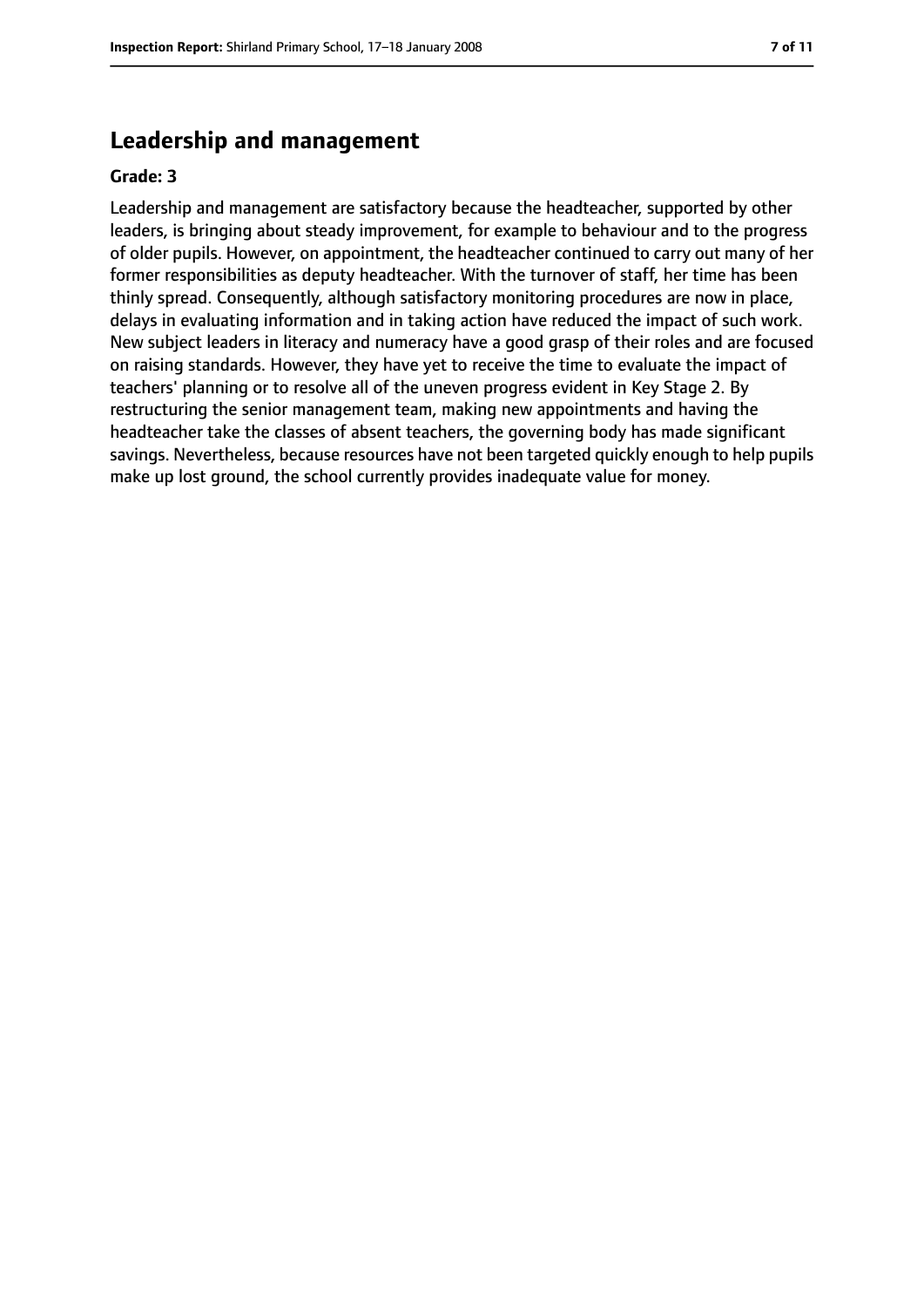## Leadership and management

**Grade: 3**

Leadership and management are satisfactory because the headteacher, supported by other leaders, is bringing about steady improvement, for example to behaviour and to the progress of older pupils. However, on appointment, the headteacher continued to carry out many of her former responsibilities as deputy headteacher. With the turnover of staff, her time has been thinly spread. Consequently, although satisfactory monitoring procedures are now in place, delays in evaluating information and in taking action have reduced the impact of such work. New subject leaders in literacy and numeracy have a good grasp of their roles and are focused on raising standards. However, they have yet to receive the time to evaluate the impact of teachers' planning or to resolve all of the uneven progress evident in Key Stage 2. By restructuring the senior management team, making new appointments and having the headteacher take the classes of absent teachers, the governing body has made significant savings. Nevertheless, because resources have not been targeted quickly enough to help pupils make up lost ground, the school currently provides inadequate value for money.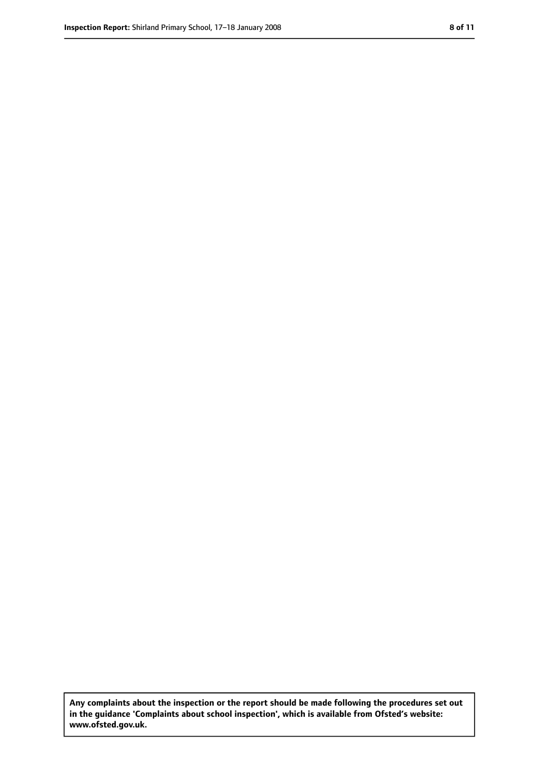**Any complaints about the inspection or the report should be made following the procedures set out in the guidance 'Complaints about school inspection', which is available from Ofsted's website: www.ofsted.gov.uk.**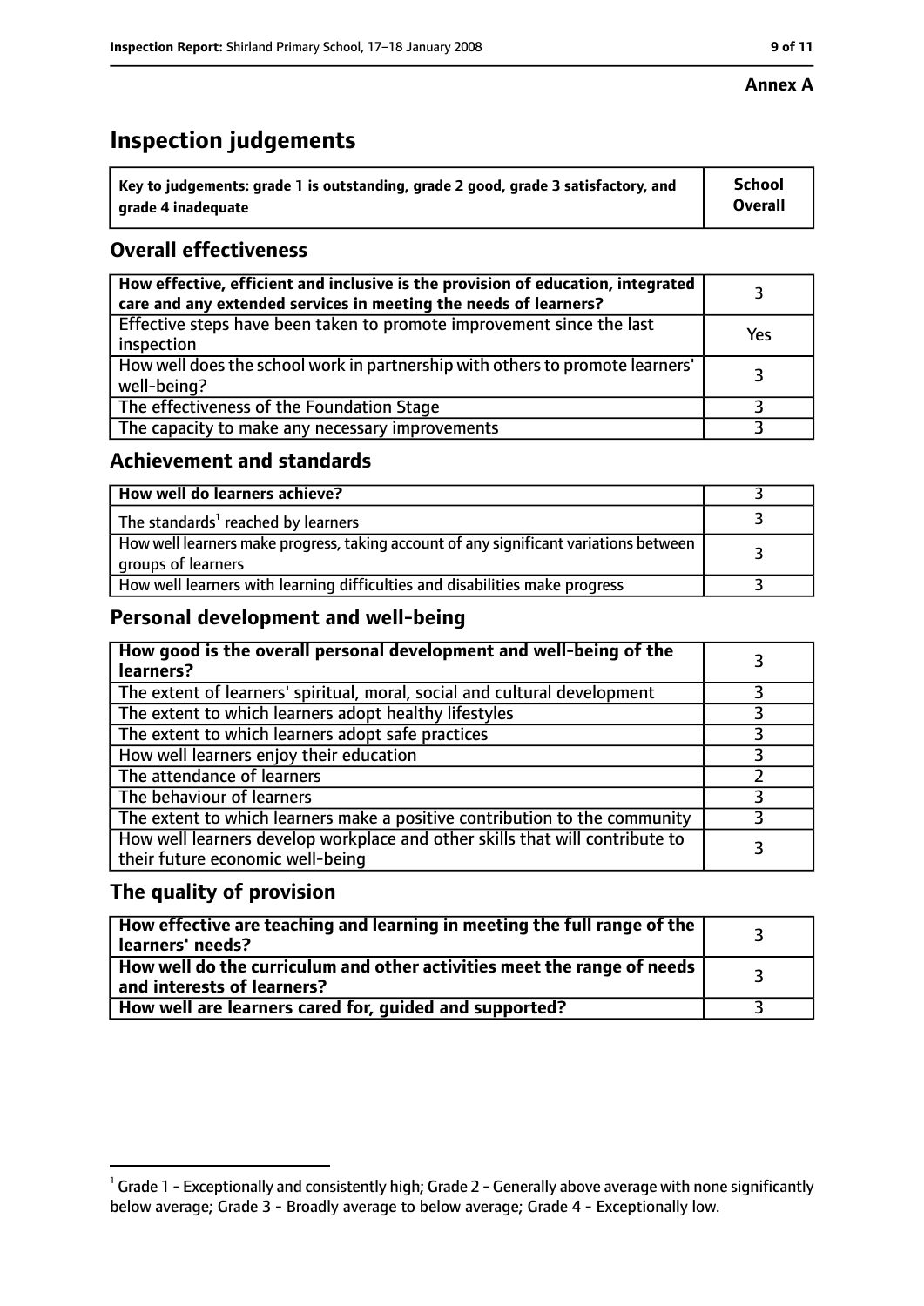**Annex A**

# Inspection judgements

| Key to judgements: grade 1 is outstanding, grade 2 good, grade 3 satisfactory, and grade 4 inadequate | School Overall |
|---|---|

## Overall effectiveness

| | |
|---|---|
| **How effective, efficient and inclusive is the provision of education, integrated care and any extended services in meeting the needs of learners?** | 3 |
| Effective steps have been taken to promote improvement since the last inspection | Yes |
| How well does the school work in partnership with others to promote learners' well-being? | 3 |
| The effectiveness of the Foundation Stage | 3 |
| The capacity to make any necessary improvements | 3 |

## Achievement and standards

| | |
|---|---|
| **How well do learners achieve?** | 3 |
| The standards[1] reached by learners | 3 |
| How well learners make progress, taking account of any significant variations between groups of learners | 3 |
| How well learners with learning difficulties and disabilities make progress | 3 |

## Personal development and well-being

| | |
|---|---|
| **How good is the overall personal development and well-being of the learners?** | 3 |
| The extent of learners' spiritual, moral, social and cultural development | 3 |
| The extent to which learners adopt healthy lifestyles | 3 |
| The extent to which learners adopt safe practices | 3 |
| How well learners enjoy their education | 3 |
| The attendance of learners | 2 |
| The behaviour of learners | 3 |
| The extent to which learners make a positive contribution to the community | 3 |
| How well learners develop workplace and other skills that will contribute to their future economic well-being | 3 |

## The quality of provision

| | |
|---|---|
| **How effective are teaching and learning in meeting the full range of the learners' needs?** | 3 |
| **How well do the curriculum and other activities meet the range of needs and interests of learners?** | 3 |
| **How well are learners cared for, guided and supported?** | 3 |

[1] Grade 1 - Exceptionally and consistently high; Grade 2 - Generally above average with none significantly below average; Grade 3 - Broadly average to below average; Grade 4 - Exceptionally low.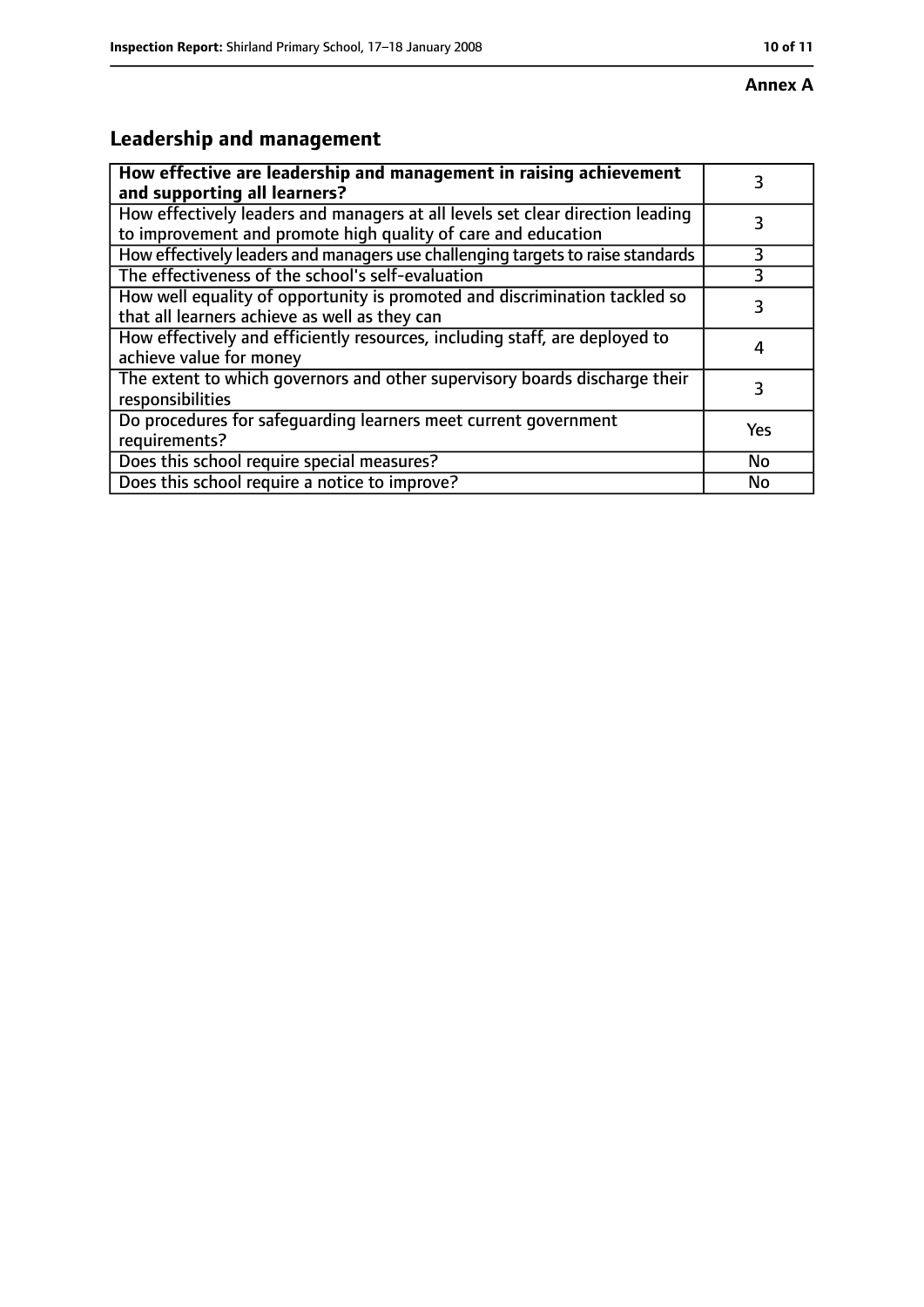**Annex A**

## Leadership and management

| **How effective are leadership and management in raising achievement and supporting all learners?** | 3 |
|---|---|
| How effectively leaders and managers at all levels set clear direction leading to improvement and promote high quality of care and education | 3 |
| How effectively leaders and managers use challenging targets to raise standards | 3 |
| The effectiveness of the school's self-evaluation | 3 |
| How well equality of opportunity is promoted and discrimination tackled so that all learners achieve as well as they can | 3 |
| How effectively and efficiently resources, including staff, are deployed to achieve value for money | 4 |
| The extent to which governors and other supervisory boards discharge their responsibilities | 3 |
| Do procedures for safeguarding learners meet current government requirements? | Yes |
| Does this school require special measures? | No |
| Does this school require a notice to improve? | No |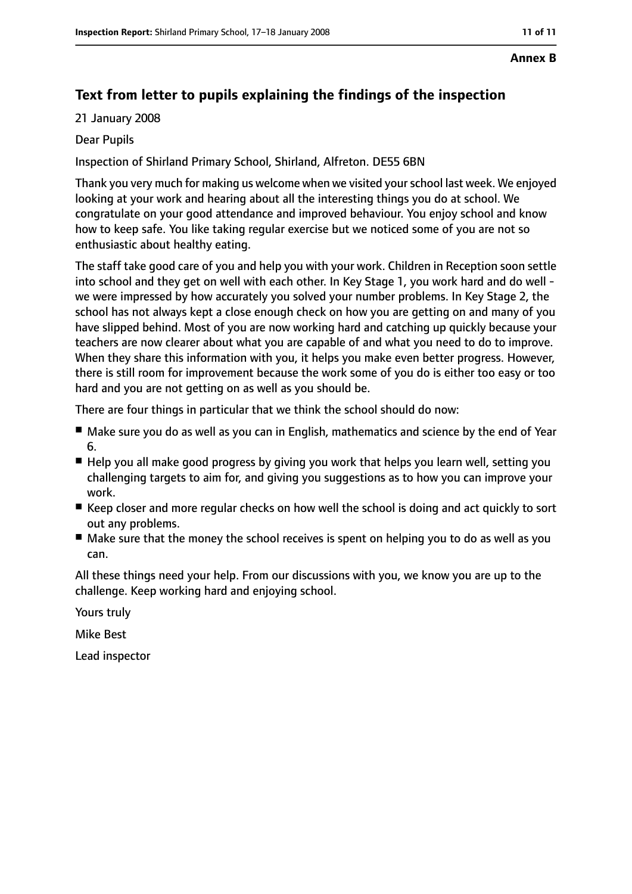**Annex B**

## Text from letter to pupils explaining the findings of the inspection

21 January 2008

Dear Pupils

Inspection of Shirland Primary School, Shirland, Alfreton. DE55 6BN

Thank you very much for making us welcome when we visited your school last week. We enjoyed looking at your work and hearing about all the interesting things you do at school. We congratulate on your good attendance and improved behaviour. You enjoy school and know how to keep safe. You like taking regular exercise but we noticed some of you are not so enthusiastic about healthy eating.

The staff take good care of you and help you with your work. Children in Reception soon settle into school and they get on well with each other. In Key Stage 1, you work hard and do well - we were impressed by how accurately you solved your number problems. In Key Stage 2, the school has not always kept a close enough check on how you are getting on and many of you have slipped behind. Most of you are now working hard and catching up quickly because your teachers are now clearer about what you are capable of and what you need to do to improve. When they share this information with you, it helps you make even better progress. However, there is still room for improvement because the work some of you do is either too easy or too hard and you are not getting on as well as you should be.

There are four things in particular that we think the school should do now:

- Make sure you do as well as you can in English, mathematics and science by the end of Year 6.
- Help you all make good progress by giving you work that helps you learn well, setting you challenging targets to aim for, and giving you suggestions as to how you can improve your work.
- Keep closer and more regular checks on how well the school is doing and act quickly to sort out any problems.
- Make sure that the money the school receives is spent on helping you to do as well as you can.

All these things need your help. From our discussions with you, we know you are up to the challenge. Keep working hard and enjoying school.

Yours truly

Mike Best

Lead inspector